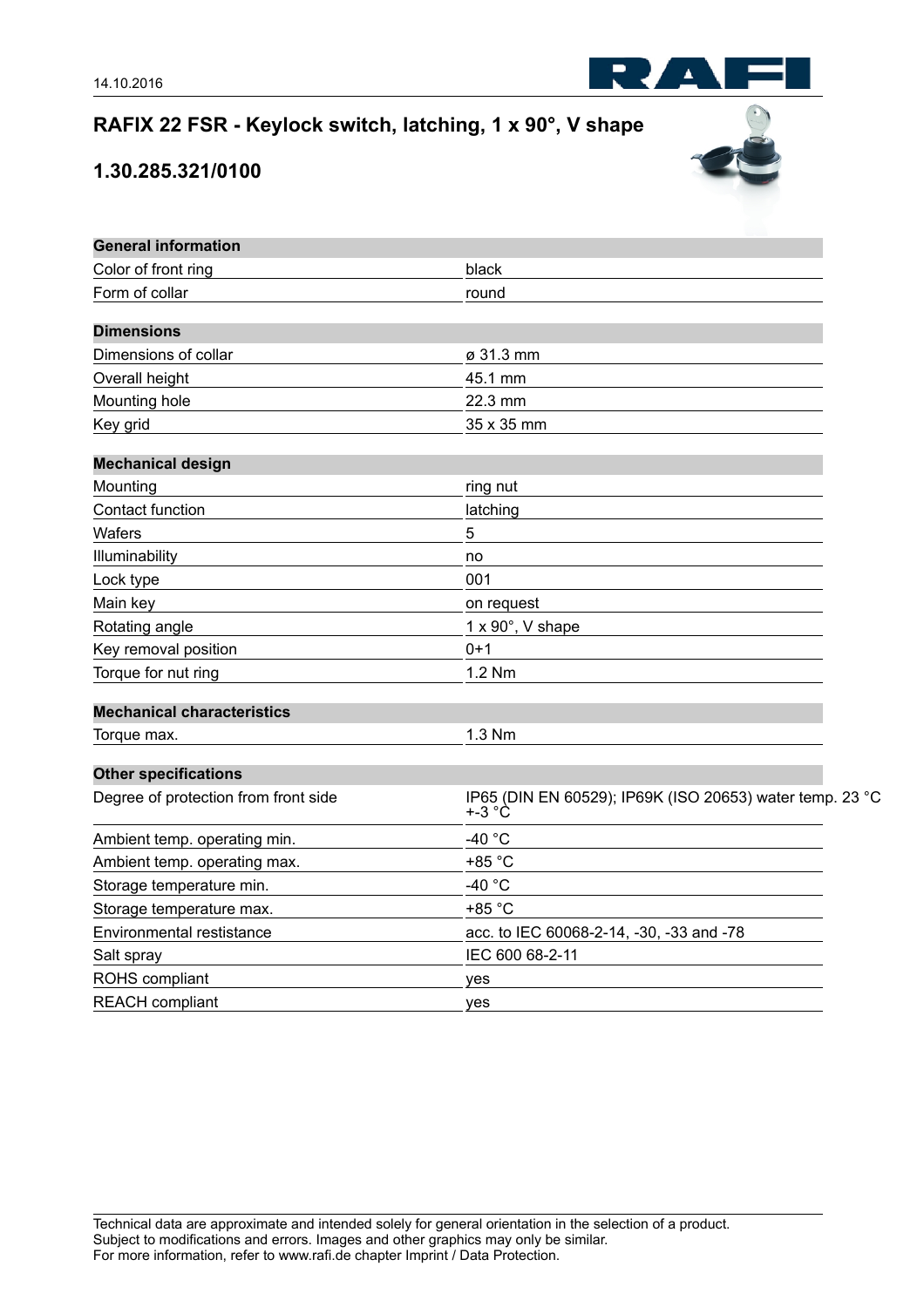14.10.2016

# RAFIX 22 FSR - Keylock switch, latching, 1 x 90°, V shape

## 1.30.285.321/0100

| General information | |
|---|---|
| Color of front ring | black |
| Form of collar | round |

| Dimensions | |
|---|---|
| Dimensions of collar | ø 31.3 mm |
| Overall height | 45.1 mm |
| Mounting hole | 22.3 mm |
| Key grid | 35 x 35 mm |

| Mechanical design | |
|---|---|
| Mounting | ring nut |
| Contact function | latching |
| Wafers | 5 |
| Illuminability | no |
| Lock type | 001 |
| Main key | on request |
| Rotating angle | 1 x 90°, V shape |
| Key removal position | 0+1 |
| Torque for nut ring | 1.2 Nm |

| Mechanical characteristics | |
|---|---|
| Torque max. | 1.3 Nm |

| Other specifications | |
|---|---|
| Degree of protection from front side | IP65 (DIN EN 60529); IP69K (ISO 20653) water temp. 23 °C +-3 °C |
| Ambient temp. operating min. | -40 °C |
| Ambient temp. operating max. | +85 °C |
| Storage temperature min. | -40 °C |
| Storage temperature max. | +85 °C |
| Environmental restistance | acc. to IEC 60068-2-14, -30, -33 and -78 |
| Salt spray | IEC 600 68-2-11 |
| ROHS compliant | yes |
| REACH compliant | yes |

Technical data are approximate and intended solely for general orientation in the selection of a product.
Subject to modifications and errors. Images and other graphics may only be similar.
For more information, refer to www.rafi.de chapter Imprint / Data Protection.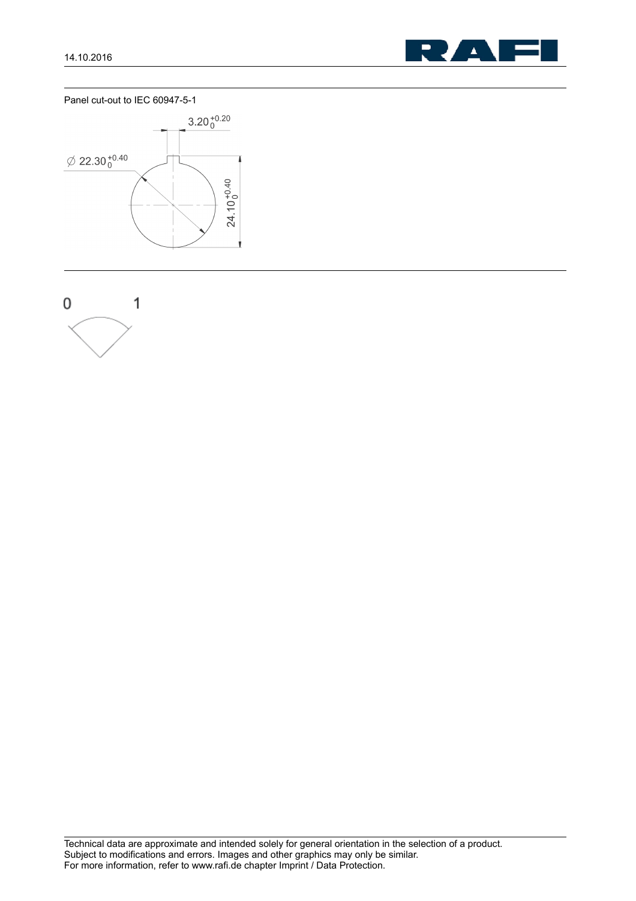Panel cut-out to IEC 60947-5-1

$3.20^{+0.20}_{0}$

$\varnothing\ 22.30^{+0.40}_{0}$

$24.10^{+0.40}_{0}$

0

1

Technical data are approximate and intended solely for general orientation in the selection of a product.
Subject to modifications and errors. Images and other graphics may only be similar.
For more information, refer to www.rafi.de chapter Imprint / Data Protection.